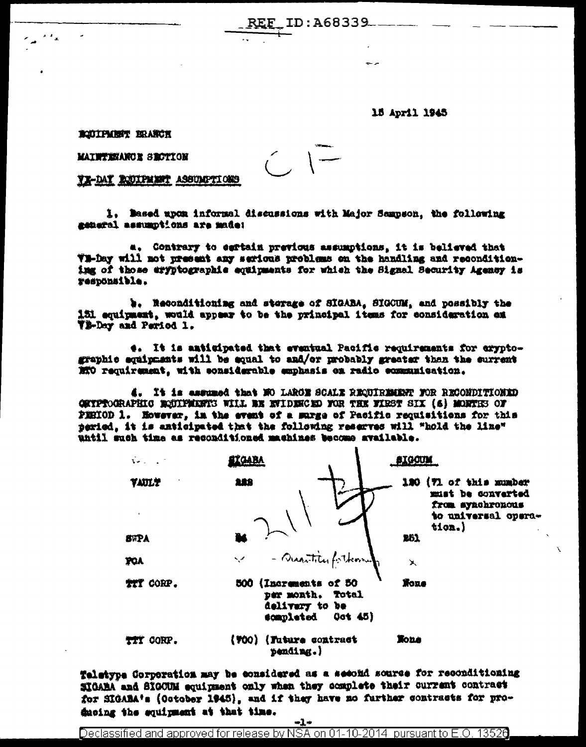REF ID:A68339

15 April 1945

EQUIPMENT BRANCH

MAINTENANCE SECTION

VE-DAY EQUIPMENT ASSUMPTIONS

1. Based upon informal discussions with Major Sampson, the following general assumptions are made:

a. Contrary to certain previous assumptions, it is believed that VE-Day will not present any serious problems on the handling and reconditioning of those cryptographic equipments for which the Signal Security Agency is responsible.

b. Reconditioning and storage of SIGABA, SIGCUM, and possibly the 131 equipment, would appear to be the principal items for consideration on VE-Day and Period 1.

c. It is anticipated that eventual Pacific requirements for cryptographic equipments will be equal to and/or probably greater than the current ETO requirement, with considerable emphasis on radio communication.

d. It is assumed that NO LARGE SCALE REQUIREMENT FOR RECONDITIONED CRYPTOGRAPHIC EQUIPMENTS WILL BE EVIDENCED FOR THE FIRST SIX (6) MONTHS OF PERIOD 1. However, in the event of a surge of Pacific requisitions for this period, it is anticipated that the following reserves will "hold the line" until such time as reconditioned machines become available.

| | SIGABA | SIGCUM |
|---|---|---|
| VAULT | 282 | 120 (71 of this number must be converted from synchronous to universal operation.) |
| SWPA | 84 | 251 |
| POA | - Quantities forthcoming | x |
| TTY CORP. | 500 (Increments of 50 per month. Total delivery to be completed Oct 45) | None |
| TTY CORP. | (700) (Future contract pending.) | None |

Teletype Corporation may be considered as a second source for reconditioning SIGABA and SIGCUM equipment only when they complete their current contract for SIGABA's (October 1945), and if they have no further contracts for producing the equipment at that time.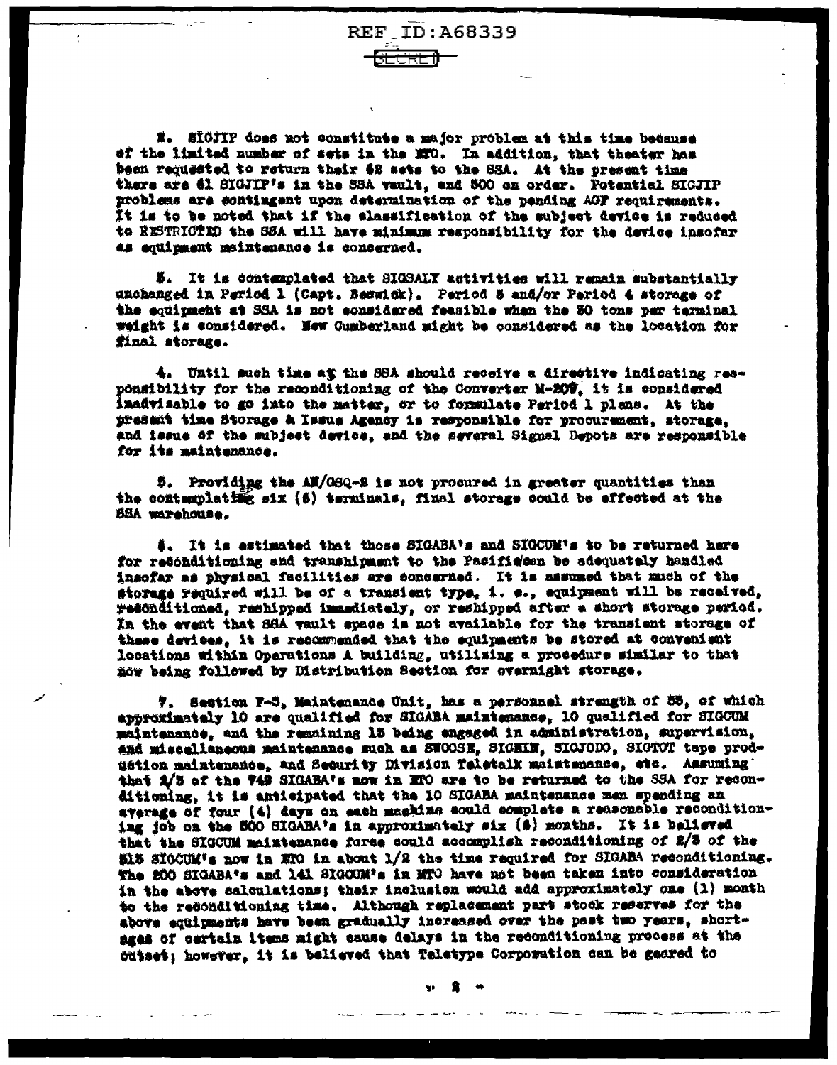REF ID:A68339

SECRET

2. SIGJIP does not constitute a major problem at this time because of the limited number of sets in the MTO. In addition, that theater has been requested to return their 62 sets to the SSA. At the present time there are 61 SIGJIP's in the SSA vault, and 500 on order. Potential SIGJIP problems are contingent upon determination of the pending AGF requirements. It is to be noted that if the classification of the subject device is reduced to RESTRICTED the SSA will have minimum responsibility for the device insofar as equipment maintenance is concerned.

3. It is contemplated that SIGSALY activities will remain substantially unchanged in Period 1 (Capt. Beswick). Period 3 and/or Period 4 storage of the equipment at SSA is not considered feasible when the 30 tons per terminal weight is considered. New Cumberland might be considered as the location for final storage.

4. Until such time as the SSA should receive a directive indicating responsibility for the reconditioning of the Converter M-209, it is considered inadvisable to go into the matter, or to formulate Period 1 plans. At the present time Storage & Issue Agency is responsible for procurement, storage, and issue of the subject device, and the several Signal Depots are responsible for its maintenance.

5. Providing the AN/GSQ-2 is not procured in greater quantities than the contemplated six (6) terminals, final storage could be effected at the SSA warehouse.

6. It is estimated that those SIGABA's and SIGCUM's to be returned here for reconditioning and transhipment to the Pacific can be adequately handled insofar as physical facilities are concerned. It is assumed that much of the storage required will be of a transient type, i. e., equipment will be received, reconditioned, reshipped immediately, or reshipped after a short storage period. In the event that SSA vault space is not available for the transient storage of these devices, it is recommended that the equipments be stored at convenient locations within Operations A building, utilizing a procedure similar to that now being followed by Distribution Section for overnight storage.

7. Section F-3, Maintenance Unit, has a personnel strength of 35, of which approximately 10 are qualified for SIGABA maintenance, 10 qualified for SIGCUM maintenance, and the remaining 15 being engaged in administration, supervision, and miscellaneous maintenance such as SWOOSE, SIGHIN, SIGJODO, SIGTOT tape production maintenance, and Security Division Teletalk maintenance, etc. Assuming that 2/3 of the 749 SIGABA's now in ETO are to be returned to the SSA for reconditioning, it is anticipated that the 10 SIGABA maintenance men spending an average of four (4) days on each machine could complete a reasonable reconditioning job on the 500 SIGABA's in approximately six (6) months. It is believed that the SIGCUM maintenance force could accomplish reconditioning of 2/3 of the 515 SIGCUM's now in ETO in about 1/2 the time required for SIGABA reconditioning. The 200 SIGABA's and 141 SIGCUM's in MTO have not been taken into consideration in the above calculations; their inclusion would add approximately one (1) month to the reconditioning time. Although replacement part stock reserves for the above equipments have been gradually increased over the past two years, shortages of certain items might cause delays in the reconditioning process at the outset; however, it is believed that Teletype Corporation can be geared to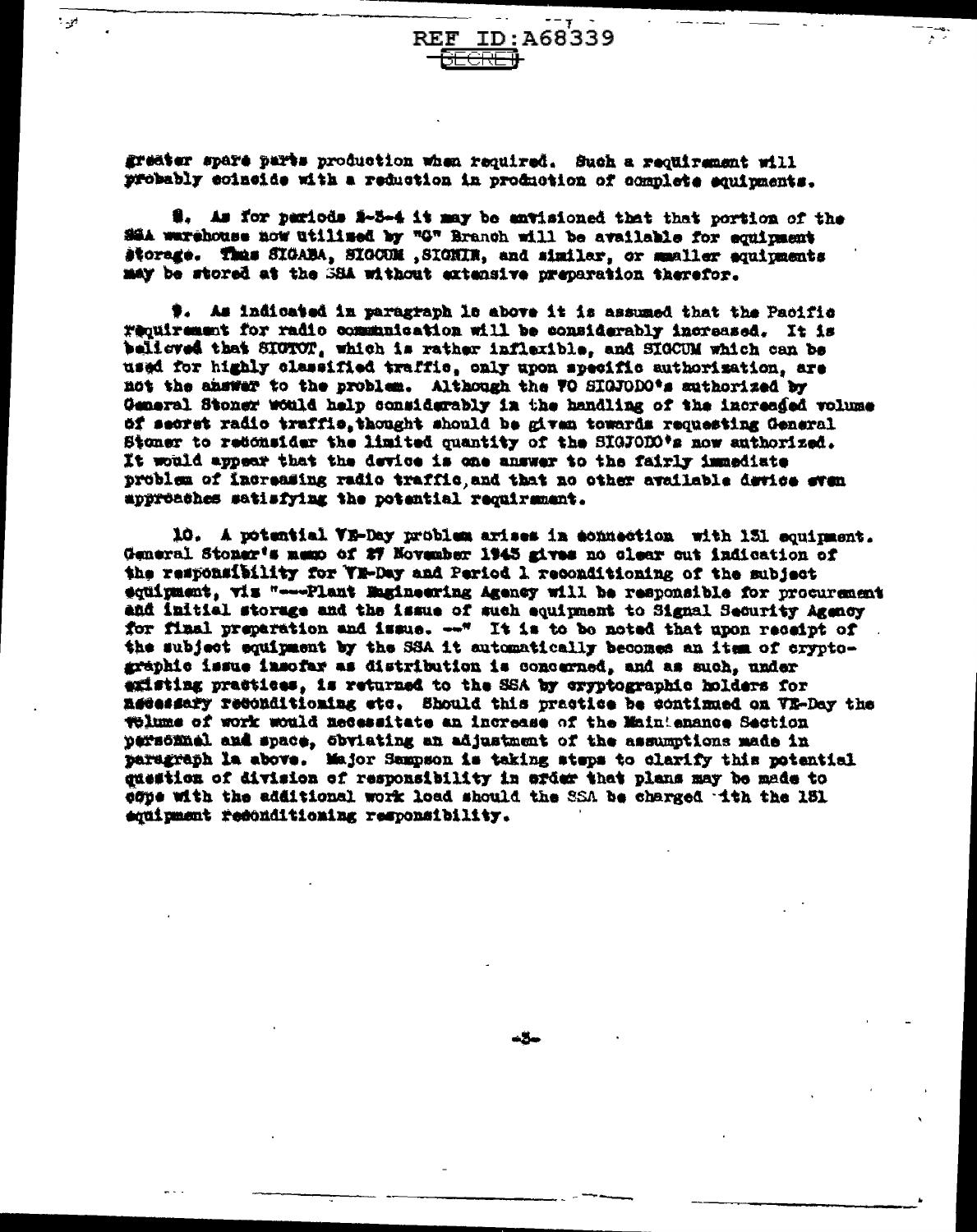REF ID:A68339

SECRET

greater spare parts production when required. Such a requirement will probably coincide with a reduction in production of complete equipments.

8. As for periods 2-3-4 it may be envisioned that that portion of the SSA warehouse now utilized by "C" Branch will be available for equipment storage. Thus SIGABA, SIGCUM, SIGNIN, and similar, or smaller equipments may be stored at the SSA without extensive preparation therefor.

9. As indicated in paragraph 1c above it is assumed that the Pacific requirement for radio communication will be considerably increased. It is believed that SIGTOT, which is rather inflexible, and SIGCUM which can be used for highly classified traffic, only upon specific authorization, are not the answer to the problem. Although the 70 SIGJODO's authorized by General Stoner would help considerably in the handling of the increased volume of secret radio traffic, thought should be given towards requesting General Stoner to reconsider the limited quantity of the SIGJODO's now authorized. It would appear that the device is one answer to the fairly immediate problem of increasing radio traffic, and that no other available device even approaches satisfying the potential requirement.

10. A potential VE-Day problem arises in connection with 131 equipment. General Stoner's memo of 27 November 1943 gives no clear cut indication of the responsibility for VE-Day and Period 1 reconditioning of the subject equipment, viz "---Plant Engineering Agency will be responsible for procurement and initial storage and the issue of such equipment to Signal Security Agency for final preparation and issue. --" It is to be noted that upon receipt of the subject equipment by the SSA it automatically becomes an item of cryptographic issue insofar as distribution is concerned, and as such, under existing practices, is returned to the SSA by cryptographic holders for necessary reconditioning etc. Should this practice be continued on VE-Day the volume of work would necessitate an increase of the Maintenance Section personnel and space, obviating an adjustment of the assumptions made in paragraph 1a above. Major Sampson is taking steps to clarify this potential question of division of responsibility in order that plans may be made to cope with the additional work load should the SSA be charged with the 131 equipment reconditioning responsibility.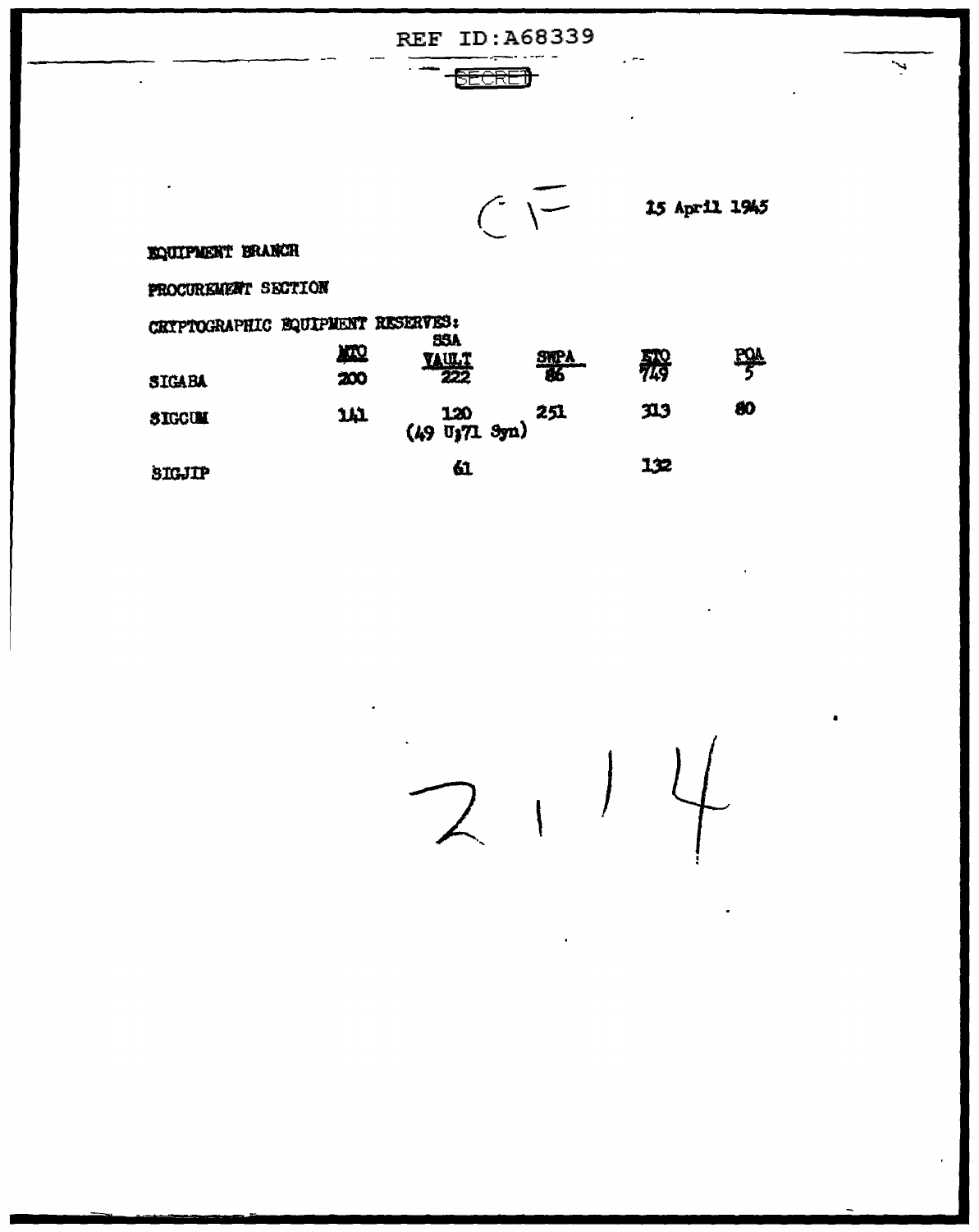REF ID:A68339

SECRET

CF

15 April 1945

EQUIPMENT BRANCH

PROCUREMENT SECTION

CRYPTOGRAPHIC EQUIPMENT RESERVES:

| | MTO | SSA VAULT | SWPA | ETO | POA |
|---|---|---|---|---|---|
| SIGABA | 200 | 222 | 86 | 749 | 5 |
| SIGCUM | 141 | 120 (49 U;71 Syn) | 251 | 313 | 80 |
| SIGJIP | | 61 | | 132 | |

2114